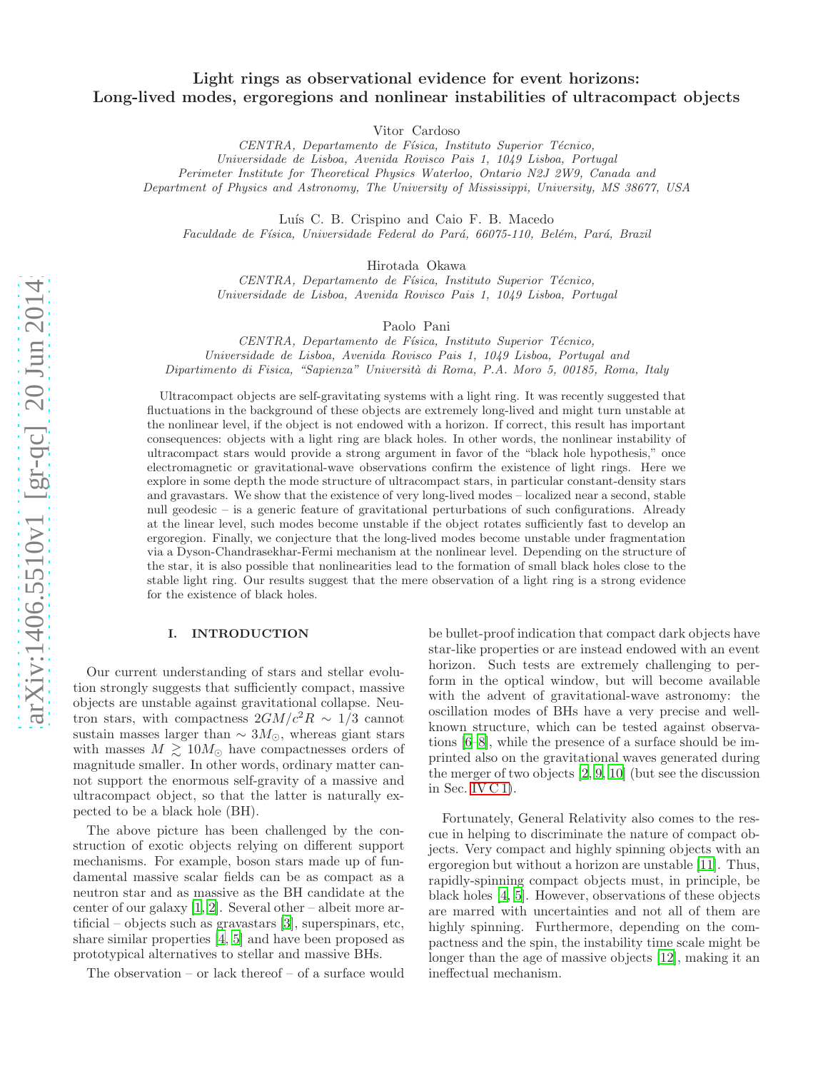# Light rings as observational evidence for event horizons: Long-lived modes, ergoregions and nonlinear instabilities of ultracompact objects

Vitor Cardoso

*CENTRA, Departamento de Física, Instituto Superior Técnico, Universidade de Lisboa, Avenida Rovisco Pais 1, 1049 Lisboa, Portugal*
*Perimeter Institute for Theoretical Physics Waterloo, Ontario N2J 2W9, Canada and*
*Department of Physics and Astronomy, The University of Mississippi, University, MS 38677, USA*

Luís C. B. Crispino and Caio F. B. Macedo

*Faculdade de Física, Universidade Federal do Pará, 66075-110, Belém, Pará, Brazil*

Hirotada Okawa

*CENTRA, Departamento de Física, Instituto Superior Técnico, Universidade de Lisboa, Avenida Rovisco Pais 1, 1049 Lisboa, Portugal*

Paolo Pani

*CENTRA, Departamento de Física, Instituto Superior Técnico, Universidade de Lisboa, Avenida Rovisco Pais 1, 1049 Lisboa, Portugal and*
*Dipartimento di Fisica, "Sapienza" Università di Roma, P.A. Moro 5, 00185, Roma, Italy*

Ultracompact objects are self-gravitating systems with a light ring. It was recently suggested that fluctuations in the background of these objects are extremely long-lived and might turn unstable at the nonlinear level, if the object is not endowed with a horizon. If correct, this result has important consequences: objects with a light ring are black holes. In other words, the nonlinear instability of ultracompact stars would provide a strong argument in favor of the "black hole hypothesis," once electromagnetic or gravitational-wave observations confirm the existence of light rings. Here we explore in some depth the mode structure of ultracompact stars, in particular constant-density stars and gravastars. We show that the existence of very long-lived modes – localized near a second, stable null geodesic – is a generic feature of gravitational perturbations of such configurations. Already at the linear level, such modes become unstable if the object rotates sufficiently fast to develop an ergoregion. Finally, we conjecture that the long-lived modes become unstable under fragmentation via a Dyson-Chandrasekhar-Fermi mechanism at the nonlinear level. Depending on the structure of the star, it is also possible that nonlinearities lead to the formation of small black holes close to the stable light ring. Our results suggest that the mere observation of a light ring is a strong evidence for the existence of black holes.

## I. INTRODUCTION

Our current understanding of stars and stellar evolution strongly suggests that sufficiently compact, massive objects are unstable against gravitational collapse. Neutron stars, with compactness $2GM/c^2R \sim 1/3$ cannot sustain masses larger than $\sim 3M_\odot$, whereas giant stars with masses $M \gtrsim 10M_\odot$ have compactnesses orders of magnitude smaller. In other words, ordinary matter cannot support the enormous self-gravity of a massive and ultracompact object, so that the latter is naturally expected to be a black hole (BH).

The above picture has been challenged by the construction of exotic objects relying on different support mechanisms. For example, boson stars made up of fundamental massive scalar fields can be as compact as a neutron star and as massive as the BH candidate at the center of our galaxy [1, 2]. Several other – albeit more artificial – objects such as gravastars [3], superspinars, etc, share similar properties [4, 5] and have been proposed as prototypical alternatives to stellar and massive BHs.

The observation – or lack thereof – of a surface would be bullet-proof indication that compact dark objects have star-like properties or are instead endowed with an event horizon. Such tests are extremely challenging to perform in the optical window, but will become available with the advent of gravitational-wave astronomy: the oscillation modes of BHs have a very precise and well-known structure, which can be tested against observations [6–8], while the presence of a surface should be imprinted also on the gravitational waves generated during the merger of two objects [2, 9, 10] (but see the discussion in Sec. IV C 1).

Fortunately, General Relativity also comes to the rescue in helping to discriminate the nature of compact objects. Very compact and highly spinning objects with an ergoregion but without a horizon are unstable [11]. Thus, rapidly-spinning compact objects must, in principle, be black holes [4, 5]. However, observations of these objects are marred with uncertainties and not all of them are highly spinning. Furthermore, depending on the compactness and the spin, the instability time scale might be longer than the age of massive objects [12], making it an ineffectual mechanism.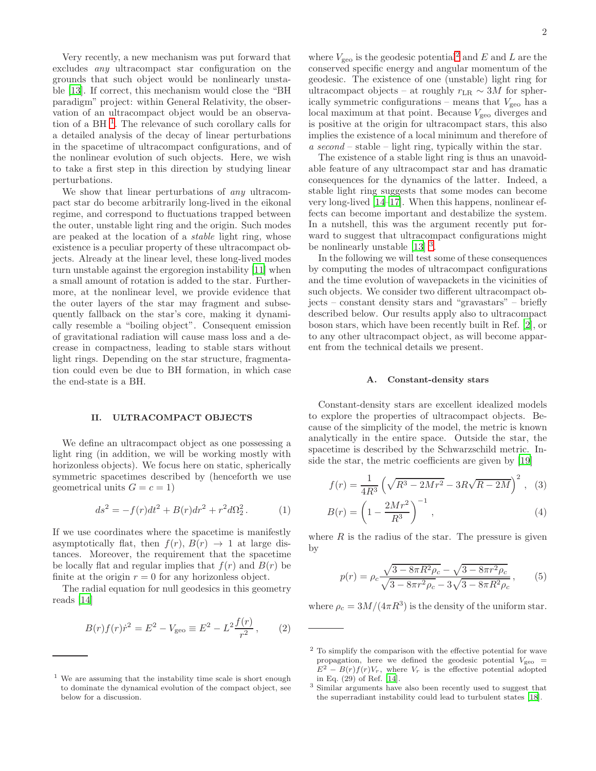Very recently, a new mechanism was put forward that excludes *any* ultracompact star configuration on the grounds that such object would be nonlinearly unstable [13]. If correct, this mechanism would close the "BH paradigm" project: within General Relativity, the observation of an ultracompact object would be an observation of a BH [1]. The relevance of such corollary calls for a detailed analysis of the decay of linear perturbations in the spacetime of ultracompact configurations, and of the nonlinear evolution of such objects. Here, we wish to take a first step in this direction by studying linear perturbations.

We show that linear perturbations of *any* ultracompact star do become arbitrarily long-lived in the eikonal regime, and correspond to fluctuations trapped between the outer, unstable light ring and the origin. Such modes are peaked at the location of a *stable* light ring, whose existence is a peculiar property of these ultracompact objects. Already at the linear level, these long-lived modes turn unstable against the ergoregion instability [11] when a small amount of rotation is added to the star. Furthermore, at the nonlinear level, we provide evidence that the outer layers of the star may fragment and subsequently fallback on the star's core, making it dynamically resemble a "boiling object". Consequent emission of gravitational radiation will cause mass loss and a decrease in compactness, leading to stable stars without light rings. Depending on the star structure, fragmentation could even be due to BH formation, in which case the end-state is a BH.

## II. ULTRACOMPACT OBJECTS

We define an ultracompact object as one possessing a light ring (in addition, we will be working mostly with horizonless objects). We focus here on static, spherically symmetric spacetimes described by (henceforth we use geometrical units $G = c = 1$)

$$ds^2 = -f(r)dt^2 + B(r)dr^2 + r^2 d\Omega_2^2 \,. \qquad (1)$$

If we use coordinates where the spacetime is manifestly asymptotically flat, then $f(r)$, $B(r) \to 1$ at large distances. Moreover, the requirement that the spacetime be locally flat and regular implies that $f(r)$ and $B(r)$ be finite at the origin $r = 0$ for any horizonless object.

The radial equation for null geodesics in this geometry reads [14]

$$B(r)f(r)\dot{r}^2 = E^2 - V_{\rm geo} \equiv E^2 - L^2\frac{f(r)}{r^2} \,, \qquad (2)$$

where $V_{\rm geo}$ is the geodesic potential[2] and $E$ and $L$ are the conserved specific energy and angular momentum of the geodesic. The existence of one (unstable) light ring for ultracompact objects – at roughly $r_{\rm LR} \sim 3M$ for spherically symmetric configurations – means that $V_{\rm geo}$ has a local maximum at that point. Because $V_{\rm geo}$ diverges and is positive at the origin for ultracompact stars, this also implies the existence of a local minimum and therefore of *a second* – stable – light ring, typically within the star.

The existence of a stable light ring is thus an unavoidable feature of any ultracompact star and has dramatic consequences for the dynamics of the latter. Indeed, a stable light ring suggests that some modes can become very long-lived [14–17]. When this happens, nonlinear effects can become important and destabilize the system. In a nutshell, this was the argument recently put forward to suggest that ultracompact configurations might be nonlinearly unstable [13] [3].

In the following we will test some of these consequences by computing the modes of ultracompact configurations and the time evolution of wavepackets in the vicinities of such objects. We consider two different ultracompact objects – constant density stars and "gravastars" – briefly described below. Our results apply also to ultracompact boson stars, which have been recently built in Ref. [2], or to any other ultracompact object, as will become apparent from the technical details we present.

### A. Constant-density stars

Constant-density stars are excellent idealized models to explore the properties of ultracompact objects. Because of the simplicity of the model, the metric is known analytically in the entire space. Outside the star, the spacetime is described by the Schwarzschild metric. Inside the star, the metric coefficients are given by [19]

$$f(r) = \frac{1}{4R^3}\left(\sqrt{R^3 - 2Mr^2} - 3R\sqrt{R - 2M}\right)^2 \,, \qquad (3)$$

$$B(r) = \left(1 - \frac{2Mr^2}{R^3}\right)^{-1} \,, \qquad (4)$$

where $R$ is the radius of the star. The pressure is given by

$$p(r) = \rho_c \frac{\sqrt{3 - 8\pi R^2\rho_c} - \sqrt{3 - 8\pi r^2\rho_c}}{\sqrt{3 - 8\pi r^2\rho_c} - 3\sqrt{3 - 8\pi R^2\rho_c}} \,, \qquad (5)$$

where $\rho_c = 3M/(4\pi R^3)$ is the density of the uniform star.

---

[1] We are assuming that the instability time scale is short enough to dominate the dynamical evolution of the compact object, see below for a discussion.

[2] To simplify the comparison with the effective potential for wave propagation, here we defined the geodesic potential $V_{\rm geo} = E^2 - B(r)f(r)V_r$, where $V_r$ is the effective potential adopted in Eq. (29) of Ref. [14].

[3] Similar arguments have also been recently used to suggest that the superradiant instability could lead to turbulent states [18].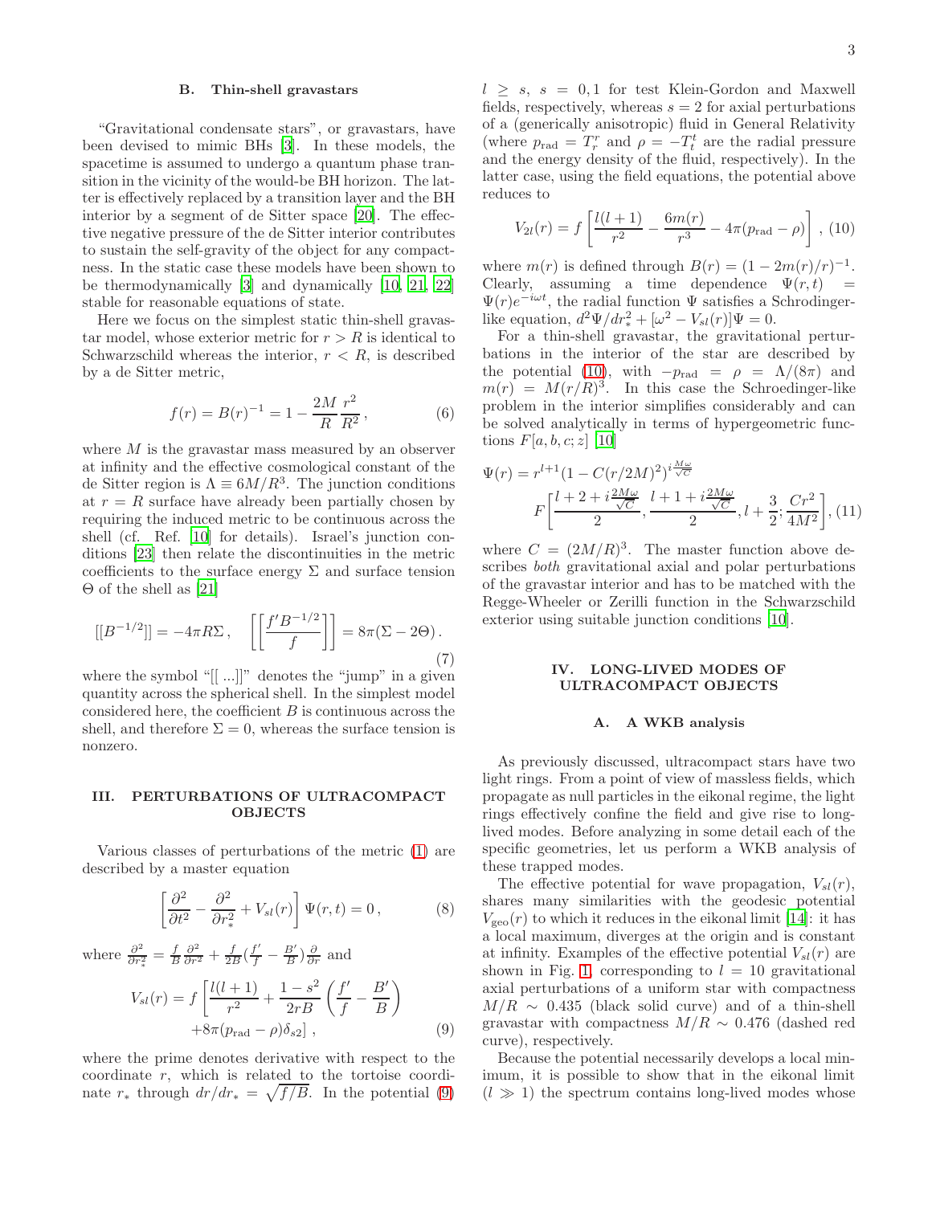### B. Thin-shell gravastars

"Gravitational condensate stars", or gravastars, have been devised to mimic BHs [3]. In these models, the spacetime is assumed to undergo a quantum phase transition in the vicinity of the would-be BH horizon. The latter is effectively replaced by a transition layer and the BH interior by a segment of de Sitter space [20]. The effective negative pressure of the de Sitter interior contributes to sustain the self-gravity of the object for any compactness. In the static case these models have been shown to be thermodynamically [3] and dynamically [10, 21, 22] stable for reasonable equations of state.

Here we focus on the simplest static thin-shell gravastar model, whose exterior metric for $r > R$ is identical to Schwarzschild whereas the interior, $r < R$, is described by a de Sitter metric,

$$f(r) = B(r)^{-1} = 1 - \frac{2M}{R}\frac{r^2}{R^2}\,, \tag{6}$$

where $M$ is the gravastar mass measured by an observer at infinity and the effective cosmological constant of the de Sitter region is $\Lambda \equiv 6M/R^3$. The junction conditions at $r = R$ surface have already been partially chosen by requiring the induced metric to be continuous across the shell (cf. Ref. [10] for details). Israel's junction conditions [23] then relate the discontinuities in the metric coefficients to the surface energy $\Sigma$ and surface tension $\Theta$ of the shell as [21]

$$[[B^{-1/2}]] = -4\pi R\Sigma\,, \quad \left[\left[\frac{f'B^{-1/2}}{f}\right]\right] = 8\pi(\Sigma - 2\Theta)\,. \tag{7}$$

where the symbol "[[ ...]]" denotes the "jump" in a given quantity across the spherical shell. In the simplest model considered here, the coefficient $B$ is continuous across the shell, and therefore $\Sigma = 0$, whereas the surface tension is nonzero.

## III. PERTURBATIONS OF ULTRACOMPACT OBJECTS

Various classes of perturbations of the metric (1) are described by a master equation

$$\left[\frac{\partial^2}{\partial t^2} - \frac{\partial^2}{\partial r_*^2} + V_{sl}(r)\right]\Psi(r,t) = 0\,, \tag{8}$$

where $\frac{\partial^2}{\partial r_*^2} = \frac{f}{B}\frac{\partial^2}{\partial r^2} + \frac{f}{2B}\left(\frac{f'}{f} - \frac{B'}{B}\right)\frac{\partial}{\partial r}$ and

$$V_{sl}(r) = f\left[\frac{l(l+1)}{r^2} + \frac{1-s^2}{2rB}\left(\frac{f'}{f} - \frac{B'}{B}\right) + 8\pi(p_{\rm rad} - \rho)\delta_{s2}\right]\,, \tag{9}$$

where the prime denotes derivative with respect to the coordinate $r$, which is related to the tortoise coordinate $r_*$ through $dr/dr_* = \sqrt{f/B}$. In the potential (9) $l \geq s$, $s = 0, 1$ for test Klein-Gordon and Maxwell fields, respectively, whereas $s = 2$ for axial perturbations of a (generically anisotropic) fluid in General Relativity (where $p_{\rm rad} = T^r_r$ and $\rho = -T^t_t$ are the radial pressure and the energy density of the fluid, respectively). In the latter case, using the field equations, the potential above reduces to

$$V_{2l}(r) = f\left[\frac{l(l+1)}{r^2} - \frac{6m(r)}{r^3} - 4\pi(p_{\rm rad} - \rho)\right]\,, \tag{10}$$

where $m(r)$ is defined through $B(r) = (1 - 2m(r)/r)^{-1}$. Clearly, assuming a time dependence $\Psi(r,t) = \Psi(r)e^{-i\omega t}$, the radial function $\Psi$ satisfies a Schrodinger-like equation, $d^2\Psi/dr_*^2 + [\omega^2 - V_{sl}(r)]\Psi = 0$.

For a thin-shell gravastar, the gravitational perturbations in the interior of the star are described by the potential (10), with $-p_{\rm rad} = \rho = \Lambda/(8\pi)$ and $m(r) = M(r/R)^3$. In this case the Schroedinger-like problem in the interior simplifies considerably and can be solved analytically in terms of hypergeometric functions $F[a, b, c; z]$ [10]

$$\Psi(r) = r^{l+1}(1 - C(r/2M)^2)^{i\frac{M\omega}{\sqrt{C}}} F\left[\frac{l+2+i\frac{2M\omega}{\sqrt{C}}}{2}, \frac{l+1+i\frac{2M\omega}{\sqrt{C}}}{2}, l+\frac{3}{2}; \frac{Cr^2}{4M^2}\right], \tag{11}$$

where $C = (2M/R)^3$. The master function above describes *both* gravitational axial and polar perturbations of the gravastar interior and has to be matched with the Regge-Wheeler or Zerilli function in the Schwarzschild exterior using suitable junction conditions [10].

## IV. LONG-LIVED MODES OF ULTRACOMPACT OBJECTS

### A. A WKB analysis

As previously discussed, ultracompact stars have two light rings. From a point of view of massless fields, which propagate as null particles in the eikonal regime, the light rings effectively confine the field and give rise to long-lived modes. Before analyzing in some detail each of the specific geometries, let us perform a WKB analysis of these trapped modes.

The effective potential for wave propagation, $V_{sl}(r)$, shares many similarities with the geodesic potential $V_{\rm geo}(r)$ to which it reduces in the eikonal limit [14]: it has a local maximum, diverges at the origin and is constant at infinity. Examples of the effective potential $V_{sl}(r)$ are shown in Fig. 1, corresponding to $l = 10$ gravitational axial perturbations of a uniform star with compactness $M/R \sim 0.435$ (black solid curve) and of a thin-shell gravastar with compactness $M/R \sim 0.476$ (dashed red curve), respectively.

Because the potential necessarily develops a local minimum, it is possible to show that in the eikonal limit ($l \gg 1$) the spectrum contains long-lived modes whose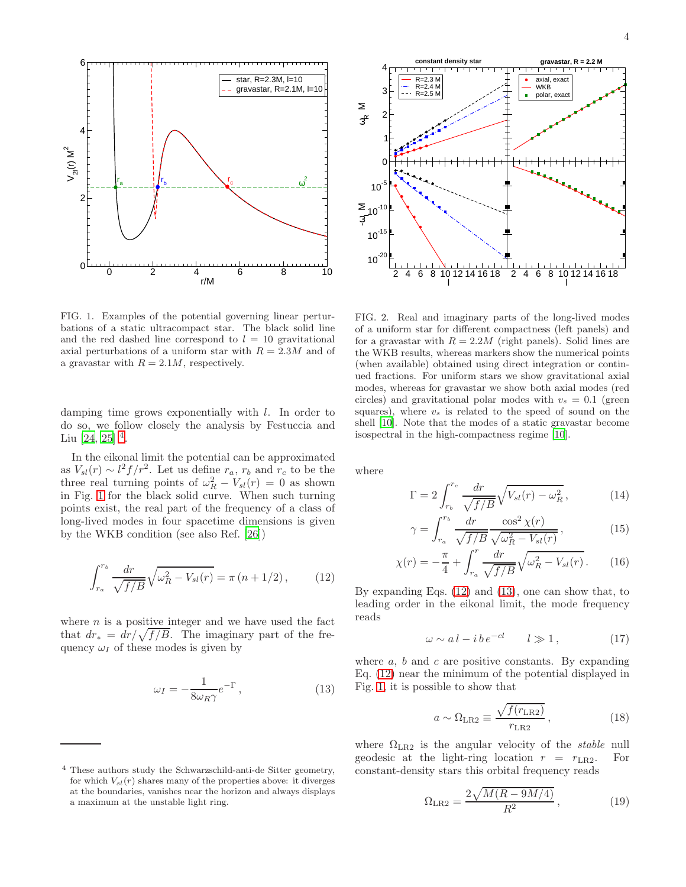FIG. 1. Examples of the potential governing linear perturbations of a static ultracompact star. The black solid line and the red dashed line correspond to $l = 10$ gravitational axial perturbations of a uniform star with $R = 2.3M$ and of a gravastar with $R = 2.1M$, respectively.

FIG. 2. Real and imaginary parts of the long-lived modes of a uniform star for different compactness (left panels) and for a gravastar with $R = 2.2M$ (right panels). Solid lines are the WKB results, whereas markers show the numerical points (when available) obtained using direct integration or continued fractions. For uniform stars we show gravitational axial modes, whereas for gravastar we show both axial modes (red circles) and gravitational polar modes with $v_s = 0.1$ (green squares), where $v_s$ is related to the speed of sound on the shell [10]. Note that the modes of a static gravastar become isospectral in the high-compactness regime [10].

damping time grows exponentially with $l$. In order to do so, we follow closely the analysis by Festuccia and Liu [24, 25] [4].

In the eikonal limit the potential can be approximated as $V_{sl}(r) \sim l^2 f/r^2$. Let us define $r_a$, $r_b$ and $r_c$ to be the three real turning points of $\omega_R^2 - V_{sl}(r) = 0$ as shown in Fig. 1 for the black solid curve. When such turning points exist, the real part of the frequency of a class of long-lived modes in four spacetime dimensions is given by the WKB condition (see also Ref. [26])

$$\int_{r_a}^{r_b} \frac{dr}{\sqrt{f/B}} \sqrt{\omega_R^2 - V_{sl}(r)} = \pi\,(n + 1/2)\,, \tag{12}$$

where $n$ is a positive integer and we have used the fact that $dr_* = dr/\sqrt{f/B}$. The imaginary part of the frequency $\omega_I$ of these modes is given by

$$\omega_I = -\frac{1}{8\omega_R \gamma} e^{-\Gamma}\,, \tag{13}$$

where

$$\Gamma = 2\int_{r_b}^{r_c} \frac{dr}{\sqrt{f/B}} \sqrt{V_{sl}(r) - \omega_R^2}\,, \tag{14}$$

$$\gamma = \int_{r_a}^{r_b} \frac{dr}{\sqrt{f/B}} \frac{\cos^2 \chi(r)}{\sqrt{\omega_R^2 - V_{sl}(r)}}\,, \tag{15}$$

$$\chi(r) = -\frac{\pi}{4} + \int_{r_a}^{r} \frac{dr}{\sqrt{f/B}} \sqrt{\omega_R^2 - V_{sl}(r)}\,. \tag{16}$$

By expanding Eqs. (12) and (13), one can show that, to leading order in the eikonal limit, the mode frequency reads

$$\omega \sim a\,l - i\,b\,e^{-cl} \qquad l \gg 1\,, \tag{17}$$

where $a$, $b$ and $c$ are positive constants. By expanding Eq. (12) near the minimum of the potential displayed in Fig. 1, it is possible to show that

$$a \sim \Omega_{\rm LR2} \equiv \frac{\sqrt{f(r_{\rm LR2})}}{r_{\rm LR2}}\,, \tag{18}$$

where $\Omega_{\rm LR2}$ is the angular velocity of the *stable* null geodesic at the light-ring location $r = r_{\rm LR2}$. For constant-density stars this orbital frequency reads

$$\Omega_{\rm LR2} = \frac{2\sqrt{M(R - 9M/4)}}{R^2}\,, \tag{19}$$

[4] These authors study the Schwarzschild-anti-de Sitter geometry, for which $V_{sl}(r)$ shares many of the properties above: it diverges at the boundaries, vanishes near the horizon and always displays a maximum at the unstable light ring.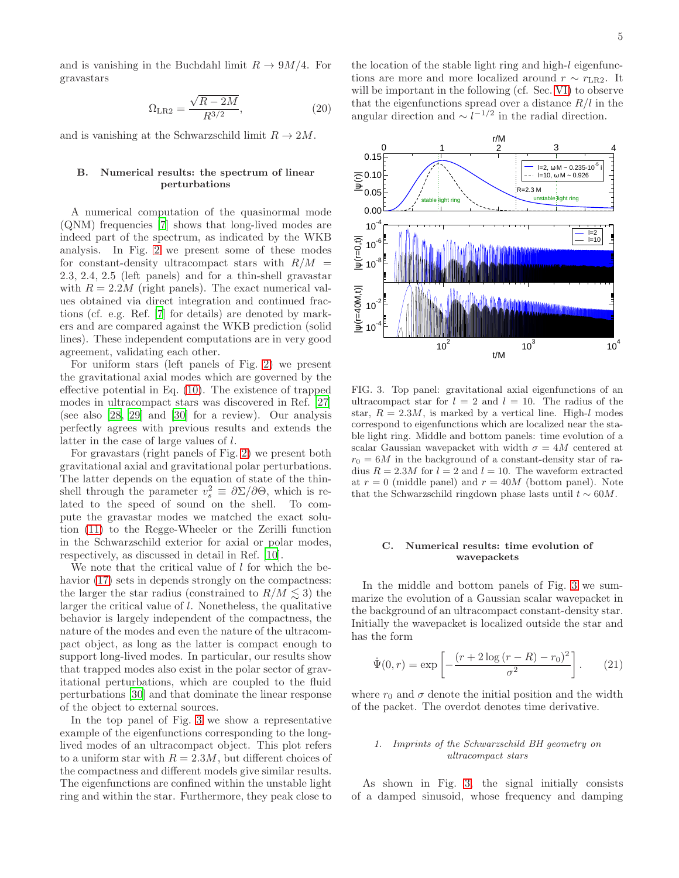and is vanishing in the Buchdahl limit $R \to 9M/4$. For gravastars

$$\Omega_{\rm LR2} = \frac{\sqrt{R-2M}}{R^{3/2}}, \tag{20}$$

and is vanishing at the Schwarzschild limit $R \to 2M$.

### B. Numerical results: the spectrum of linear perturbations

A numerical computation of the quasinormal mode (QNM) frequencies [7] shows that long-lived modes are indeed part of the spectrum, as indicated by the WKB analysis. In Fig. 2 we present some of these modes for constant-density ultracompact stars with $R/M = 2.3, 2.4, 2.5$ (left panels) and for a thin-shell gravastar with $R = 2.2M$ (right panels). The exact numerical values obtained via direct integration and continued fractions (cf. e.g. Ref. [7] for details) are denoted by markers and are compared against the WKB prediction (solid lines). These independent computations are in very good agreement, validating each other.

For uniform stars (left panels of Fig. 2) we present the gravitational axial modes which are governed by the effective potential in Eq. (10). The existence of trapped modes in ultracompact stars was discovered in Ref. [27] (see also [28, 29] and [30] for a review). Our analysis perfectly agrees with previous results and extends the latter in the case of large values of $l$.

For gravastars (right panels of Fig. 2) we present both gravitational axial and gravitational polar perturbations. The latter depends on the equation of state of the thin-shell through the parameter $v_s^2 \equiv \partial\Sigma/\partial\Theta$, which is related to the speed of sound on the shell. To compute the gravastar modes we matched the exact solution (11) to the Regge-Wheeler or the Zerilli function in the Schwarzschild exterior for axial or polar modes, respectively, as discussed in detail in Ref. [10].

We note that the critical value of $l$ for which the behavior (17) sets in depends strongly on the compactness: the larger the star radius (constrained to $R/M \lesssim 3$) the larger the critical value of $l$. Nonetheless, the qualitative behavior is largely independent of the compactness, the nature of the modes and even the nature of the ultracompact object, as long as the latter is compact enough to support long-lived modes. In particular, our results show that trapped modes also exist in the polar sector of gravitational perturbations, which are coupled to the fluid perturbations [30] and that dominate the linear response of the object to external sources.

In the top panel of Fig. 3 we show a representative example of the eigenfunctions corresponding to the long-lived modes of an ultracompact object. This plot refers to a uniform star with $R = 2.3M$, but different choices of the compactness and different models give similar results. The eigenfunctions are confined within the unstable light ring and within the star. Furthermore, they peak close to the location of the stable light ring and high-$l$ eigenfunctions are more and more localized around $r \sim r_{\rm LR2}$. It will be important in the following (cf. Sec. VI) to observe that the eigenfunctions spread over a distance $R/l$ in the angular direction and $\sim l^{-1/2}$ in the radial direction.

FIG. 3. Top panel: gravitational axial eigenfunctions of an ultracompact star for $l = 2$ and $l = 10$. The radius of the star, $R = 2.3M$, is marked by a vertical line. High-$l$ modes correspond to eigenfunctions which are localized near the stable light ring. Middle and bottom panels: time evolution of a scalar Gaussian wavepacket with width $\sigma = 4M$ centered at $r_0 = 6M$ in the background of a constant-density star of radius $R = 2.3M$ for $l = 2$ and $l = 10$. The waveform extracted at $r = 0$ (middle panel) and $r = 40M$ (bottom panel). Note that the Schwarzschild ringdown phase lasts until $t \sim 60M$.

### C. Numerical results: time evolution of wavepackets

In the middle and bottom panels of Fig. 3 we summarize the evolution of a Gaussian scalar wavepacket in the background of an ultracompact constant-density star. Initially the wavepacket is localized outside the star and has the form

$$\dot{\Psi}(0, r) = \exp\left[-\frac{(r + 2\log(r-R) - r_0)^2}{\sigma^2}\right]. \tag{21}$$

where $r_0$ and $\sigma$ denote the initial position and the width of the packet. The overdot denotes time derivative.

#### 1. Imprints of the Schwarzschild BH geometry on ultracompact stars

As shown in Fig. 3, the signal initially consists of a damped sinusoid, whose frequency and damping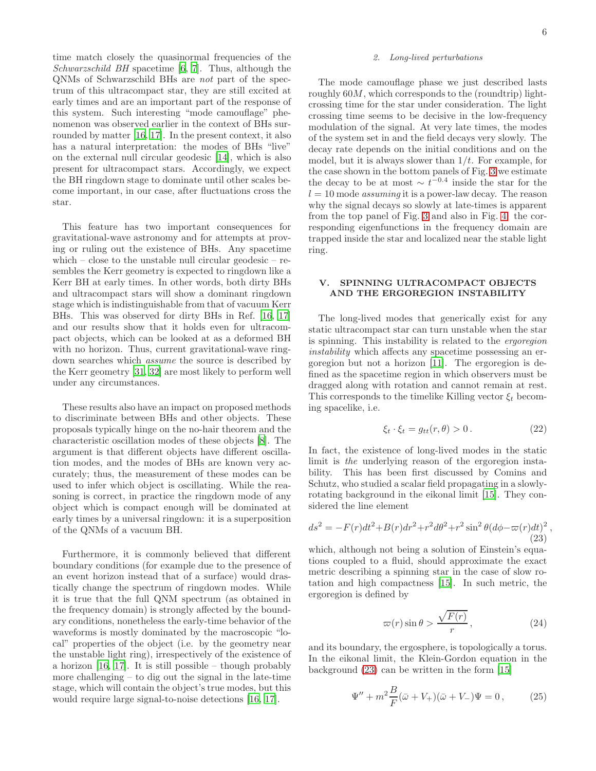time match closely the quasinormal frequencies of the *Schwarzschild BH* spacetime [6, 7]. Thus, although the QNMs of Schwarzschild BHs are *not* part of the spectrum of this ultracompact star, they are still excited at early times and are an important part of the response of this system. Such interesting "mode camouflage" phenomenon was observed earlier in the context of BHs surrounded by matter [16, 17]. In the present context, it also has a natural interpretation: the modes of BHs "live" on the external null circular geodesic [14], which is also present for ultracompact stars. Accordingly, we expect the BH ringdown stage to dominate until other scales become important, in our case, after fluctuations cross the star.

This feature has two important consequences for gravitational-wave astronomy and for attempts at proving or ruling out the existence of BHs. Any spacetime which – close to the unstable null circular geodesic – resembles the Kerr geometry is expected to ringdown like a Kerr BH at early times. In other words, both dirty BHs and ultracompact stars will show a dominant ringdown stage which is indistinguishable from that of vacuum Kerr BHs. This was observed for dirty BHs in Ref. [16, 17] and our results show that it holds even for ultracompact objects, which can be looked at as a deformed BH with no horizon. Thus, current gravitational-wave ringdown searches which *assume* the source is described by the Kerr geometry [31, 32] are most likely to perform well under any circumstances.

These results also have an impact on proposed methods to discriminate between BHs and other objects. These proposals typically hinge on the no-hair theorem and the characteristic oscillation modes of these objects [8]. The argument is that different objects have different oscillation modes, and the modes of BHs are known very accurately; thus, the measurement of these modes can be used to infer which object is oscillating. While the reasoning is correct, in practice the ringdown mode of any object which is compact enough will be dominated at early times by a universal ringdown: it is a superposition of the QNMs of a vacuum BH.

Furthermore, it is commonly believed that different boundary conditions (for example due to the presence of an event horizon instead that of a surface) would drastically change the spectrum of ringdown modes. While it is true that the full QNM spectrum (as obtained in the frequency domain) is strongly affected by the boundary conditions, nonetheless the early-time behavior of the waveforms is mostly dominated by the macroscopic "local" properties of the object (i.e. by the geometry near the unstable light ring), irrespectively of the existence of a horizon [16, 17]. It is still possible – though probably more challenging – to dig out the signal in the late-time stage, which will contain the object's true modes, but this would require large signal-to-noise detections [16, 17].

#### 2. Long-lived perturbations

The mode camouflage phase we just described lasts roughly $60M$, which corresponds to the (roundtrip) light-crossing time for the star under consideration. The light crossing time seems to be decisive in the low-frequency modulation of the signal. At very late times, the modes of the system set in and the field decays very slowly. The decay rate depends on the initial conditions and on the model, but it is always slower than $1/t$. For example, for the case shown in the bottom panels of Fig. 3 we estimate the decay to be at most $\sim t^{-0.4}$ inside the star for the $l = 10$ mode *assuming* it is a power-law decay. The reason why the signal decays so slowly at late-times is apparent from the top panel of Fig. 3 and also in Fig. 4: the corresponding eigenfunctions in the frequency domain are trapped inside the star and localized near the stable light ring.

## V. SPINNING ULTRACOMPACT OBJECTS AND THE ERGOREGION INSTABILITY

The long-lived modes that generically exist for any static ultracompact star can turn unstable when the star is spinning. This instability is related to the *ergoregion instability* which affects any spacetime possessing an ergoregion but not a horizon [11]. The ergoregion is defined as the spacetime region in which observers must be dragged along with rotation and cannot remain at rest. This corresponds to the timelike Killing vector $\xi_t$ becoming spacelike, i.e.

$$\xi_t \cdot \xi_t = g_{tt}(r, \theta) > 0\,. \tag{22}$$

In fact, the existence of long-lived modes in the static limit is *the* underlying reason of the ergoregion instability. This has been first discussed by Comins and Schutz, who studied a scalar field propagating in a slowly-rotating background in the eikonal limit [15]. They considered the line element

$$ds^2 = -F(r)dt^2 + B(r)dr^2 + r^2 d\theta^2 + r^2 \sin^2\theta (d\phi - \varpi(r)dt)^2\,, \tag{23}$$

which, although not being a solution of Einstein's equations coupled to a fluid, should approximate the exact metric describing a spinning star in the case of slow rotation and high compactness [15]. In such metric, the ergoregion is defined by

$$\varpi(r)\sin\theta > \frac{\sqrt{F(r)}}{r}\,, \tag{24}$$

and its boundary, the ergosphere, is topologically a torus. In the eikonal limit, the Klein-Gordon equation in the background (23) can be written in the form [15]

$$\Psi'' + m^2 \frac{B}{F}(\bar{\omega} + V_+)(\bar{\omega} + V_-)\Psi = 0\,, \tag{25}$$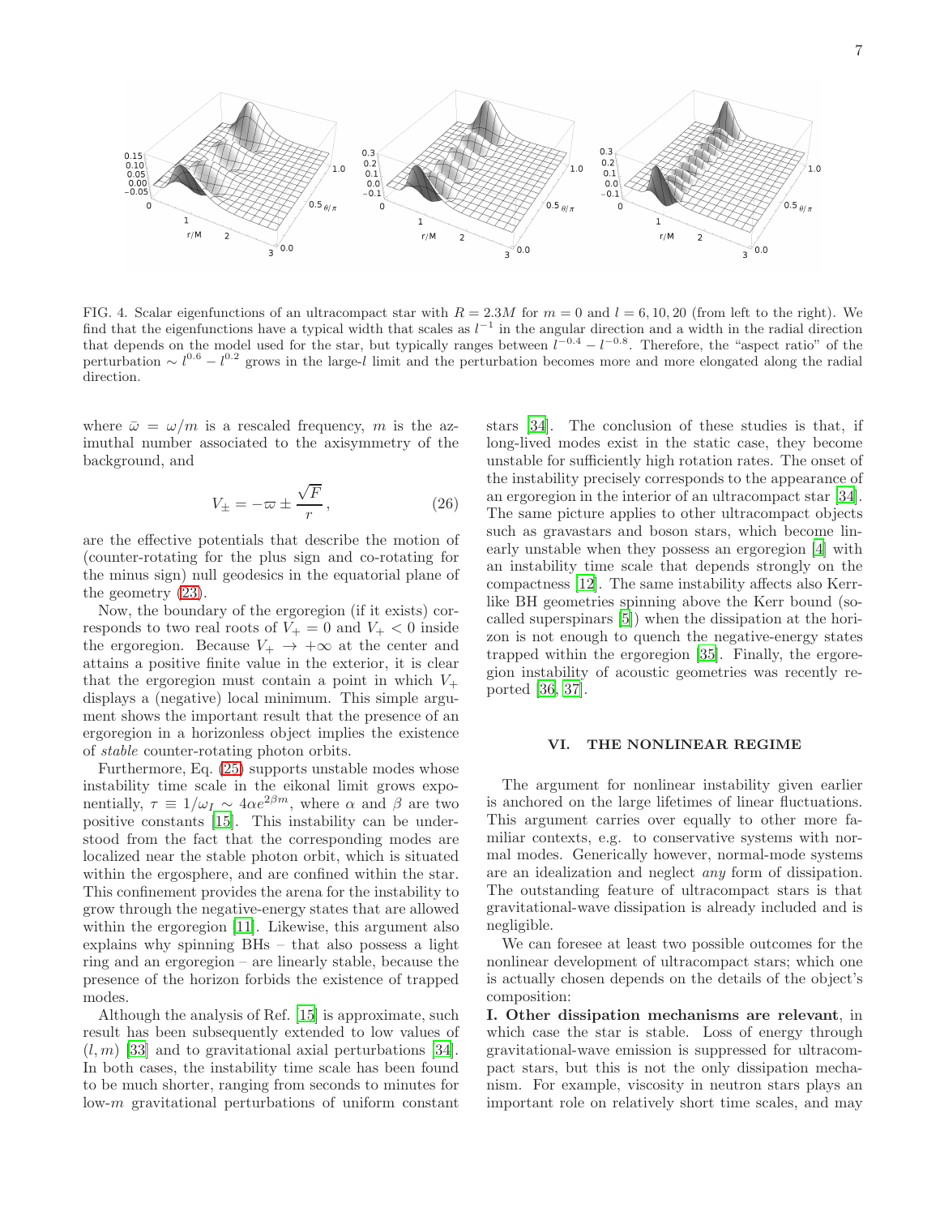FIG. 4. Scalar eigenfunctions of an ultracompact star with $R = 2.3M$ for $m = 0$ and $l = 6, 10, 20$ (from left to the right). We find that the eigenfunctions have a typical width that scales as $l^{-1}$ in the angular direction and a width in the radial direction that depends on the model used for the star, but typically ranges between $l^{-0.4} - l^{-0.8}$. Therefore, the "aspect ratio" of the perturbation $\sim l^{0.6} - l^{0.2}$ grows in the large-$l$ limit and the perturbation becomes more and more elongated along the radial direction.

where $\bar{\omega} = \omega/m$ is a rescaled frequency, $m$ is the azimuthal number associated to the axisymmetry of the background, and

$$V_{\pm} = -\varpi \pm \frac{\sqrt{F}}{r}, \tag{26}$$

are the effective potentials that describe the motion of (counter-rotating for the plus sign and co-rotating for the minus sign) null geodesics in the equatorial plane of the geometry (23).

Now, the boundary of the ergoregion (if it exists) corresponds to two real roots of $V_+ = 0$ and $V_+ < 0$ inside the ergoregion. Because $V_+ \to +\infty$ at the center and attains a positive finite value in the exterior, it is clear that the ergoregion must contain a point in which $V_+$ displays a (negative) local minimum. This simple argument shows the important result that the presence of an ergoregion in a horizonless object implies the existence of *stable* counter-rotating photon orbits.

Furthermore, Eq. (25) supports unstable modes whose instability time scale in the eikonal limit grows exponentially, $\tau \equiv 1/\omega_I \sim 4\alpha e^{2\beta m}$, where $\alpha$ and $\beta$ are two positive constants [15]. This instability can be understood from the fact that the corresponding modes are localized near the stable photon orbit, which is situated within the ergosphere, and are confined within the star. This confinement provides the arena for the instability to grow through the negative-energy states that are allowed within the ergoregion [11]. Likewise, this argument also explains why spinning BHs – that also possess a light ring and an ergoregion – are linearly stable, because the presence of the horizon forbids the existence of trapped modes.

Although the analysis of Ref. [15] is approximate, such result has been subsequently extended to low values of $(l, m)$ [33] and to gravitational axial perturbations [34]. In both cases, the instability time scale has been found to be much shorter, ranging from seconds to minutes for low-$m$ gravitational perturbations of uniform constant stars [34]. The conclusion of these studies is that, if long-lived modes exist in the static case, they become unstable for sufficiently high rotation rates. The onset of the instability precisely corresponds to the appearance of an ergoregion in the interior of an ultracompact star [34]. The same picture applies to other ultracompact objects such as gravastars and boson stars, which become linearly unstable when they possess an ergoregion [4] with an instability time scale that depends strongly on the compactness [12]. The same instability affects also Kerr-like BH geometries spinning above the Kerr bound (so-called superspinars [5]) when the dissipation at the horizon is not enough to quench the negative-energy states trapped within the ergoregion [35]. Finally, the ergoregion instability of acoustic geometries was recently reported [36, 37].

## VI. THE NONLINEAR REGIME

The argument for nonlinear instability given earlier is anchored on the large lifetimes of linear fluctuations. This argument carries over equally to other more familiar contexts, e.g. to conservative systems with normal modes. Generically however, normal-mode systems are an idealization and neglect *any* form of dissipation. The outstanding feature of ultracompact stars is that gravitational-wave dissipation is already included and is negligible.

We can foresee at least two possible outcomes for the nonlinear development of ultracompact stars; which one is actually chosen depends on the details of the object's composition:

**I. Other dissipation mechanisms are relevant**, in which case the star is stable. Loss of energy through gravitational-wave emission is suppressed for ultracompact stars, but this is not the only dissipation mechanism. For example, viscosity in neutron stars plays an important role on relatively short time scales, and may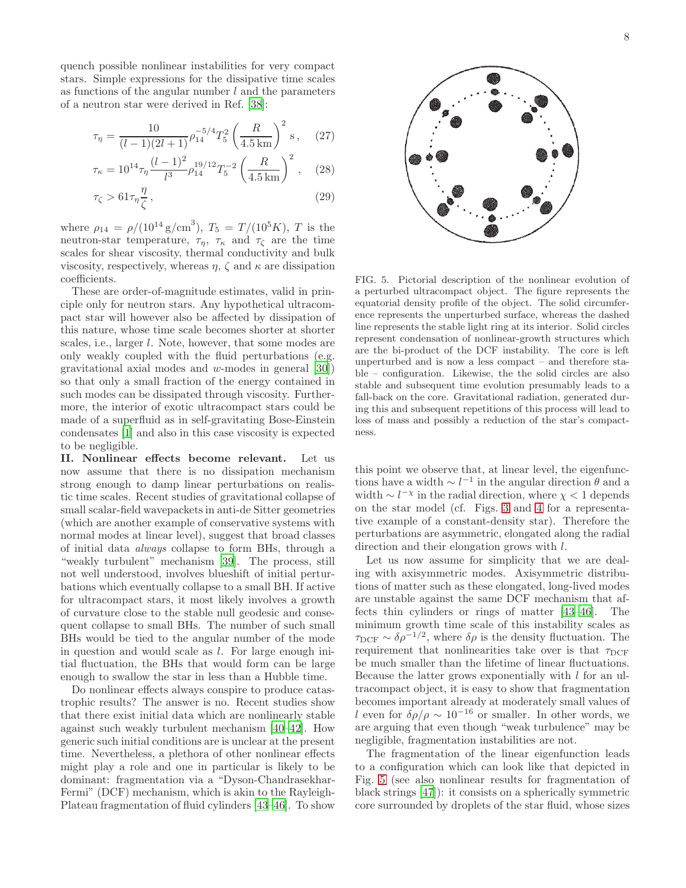quench possible nonlinear instabilities for very compact stars. Simple expressions for the dissipative time scales as functions of the angular number $l$ and the parameters of a neutron star were derived in Ref. [38]:

$$\tau_\eta = \frac{10}{(l-1)(2l+1)}\rho_{14}^{-5/4}T_5^2\left(\frac{R}{4.5\,\mathrm{km}}\right)^2\,\mathrm{s}\,, \quad (27)$$

$$\tau_\kappa = 10^{14}\tau_\eta\frac{(l-1)^2}{l^3}\rho_{14}^{19/12}T_5^{-2}\left(\frac{R}{4.5\,\mathrm{km}}\right)^2\,, \quad (28)$$

$$\tau_\zeta > 61\tau_\eta\frac{\eta}{\zeta}\,, \quad (29)$$

where $\rho_{14} = \rho/(10^{14}\,\mathrm{g/cm}^3)$, $T_5 = T/(10^5 K)$, $T$ is the neutron-star temperature, $\tau_\eta$, $\tau_\kappa$ and $\tau_\zeta$ are the time scales for shear viscosity, thermal conductivity and bulk viscosity, respectively, whereas $\eta$, $\zeta$ and $\kappa$ are dissipation coefficients.

These are order-of-magnitude estimates, valid in principle only for neutron stars. Any hypothetical ultracompact star will however also be affected by dissipation of this nature, whose time scale becomes shorter at shorter scales, i.e., larger $l$. Note, however, that some modes are only weakly coupled with the fluid perturbations (e.g. gravitational axial modes and $w$-modes in general [30]) so that only a small fraction of the energy contained in such modes can be dissipated through viscosity. Furthermore, the interior of exotic ultracompact stars could be made of a superfluid as in self-gravitating Bose-Einstein condensates [1] and also in this case viscosity is expected to be negligible.

**II. Nonlinear effects become relevant.** Let us now assume that there is no dissipation mechanism strong enough to damp linear perturbations on realistic time scales. Recent studies of gravitational collapse of small scalar-field wavepackets in anti-de Sitter geometries (which are another example of conservative systems with normal modes at linear level), suggest that broad classes of initial data *always* collapse to form BHs, through a "weakly turbulent" mechanism [39]. The process, still not well understood, involves blueshift of initial perturbations which eventually collapse to a small BH. If active for ultracompact stars, it most likely involves a growth of curvature close to the stable null geodesic and consequent collapse to small BHs. The number of such small BHs would be tied to the angular number of the mode in question and would scale as $l$. For large enough initial fluctuation, the BHs that would form can be large enough to swallow the star in less than a Hubble time.

Do nonlinear effects always conspire to produce catastrophic results? The answer is no. Recent studies show that there exist initial data which are nonlinearly stable against such weakly turbulent mechanism [40–42]. How generic such initial conditions are is unclear at the present time. Nevertheless, a plethora of other nonlinear effects might play a role and one in particular is likely to be dominant: fragmentation via a "Dyson-Chandrasekhar-Fermi" (DCF) mechanism, which is akin to the Rayleigh-Plateau fragmentation of fluid cylinders [43–46]. To show this point we observe that, at linear level, the eigenfunctions have a width $\sim l^{-1}$ in the angular direction $\theta$ and a width $\sim l^{-\chi}$ in the radial direction, where $\chi < 1$ depends on the star model (cf. Figs. 3 and 4 for a representative example of a constant-density star). Therefore the perturbations are asymmetric, elongated along the radial direction and their elongation grows with $l$.

FIG. 5. Pictorial description of the nonlinear evolution of a perturbed ultracompact object. The figure represents the equatorial density profile of the object. The solid circumference represents the unperturbed surface, whereas the dashed line represents the stable light ring at its interior. Solid circles represent condensation of nonlinear-growth structures which are the bi-product of the DCF instability. The core is left unperturbed and is now a less compact – and therefore stable – configuration. Likewise, the the solid circles are also stable and subsequent time evolution presumably leads to a fall-back on the core. Gravitational radiation, generated during this and subsequent repetitions of this process will lead to loss of mass and possibly a reduction of the star's compactness.

Let us now assume for simplicity that we are dealing with axisymmetric modes. Axisymmetric distributions of matter such as these elongated, long-lived modes are unstable against the same DCF mechanism that affects thin cylinders or rings of matter [43–46]. The minimum growth time scale of this instability scales as $\tau_{\rm DCF} \sim \delta\rho^{-1/2}$, where $\delta\rho$ is the density fluctuation. The requirement that nonlinearities take over is that $\tau_{\rm DCF}$ be much smaller than the lifetime of linear fluctuations. Because the latter grows exponentially with $l$ for an ultracompact object, it is easy to show that fragmentation becomes important already at moderately small values of $l$ even for $\delta\rho/\rho \sim 10^{-16}$ or smaller. In other words, we are arguing that even though "weak turbulence" may be negligible, fragmentation instabilities are not.

The fragmentation of the linear eigenfunction leads to a configuration which can look like that depicted in Fig. 5 (see also nonlinear results for fragmentation of black strings [47]): it consists on a spherically symmetric core surrounded by droplets of the star fluid, whose sizes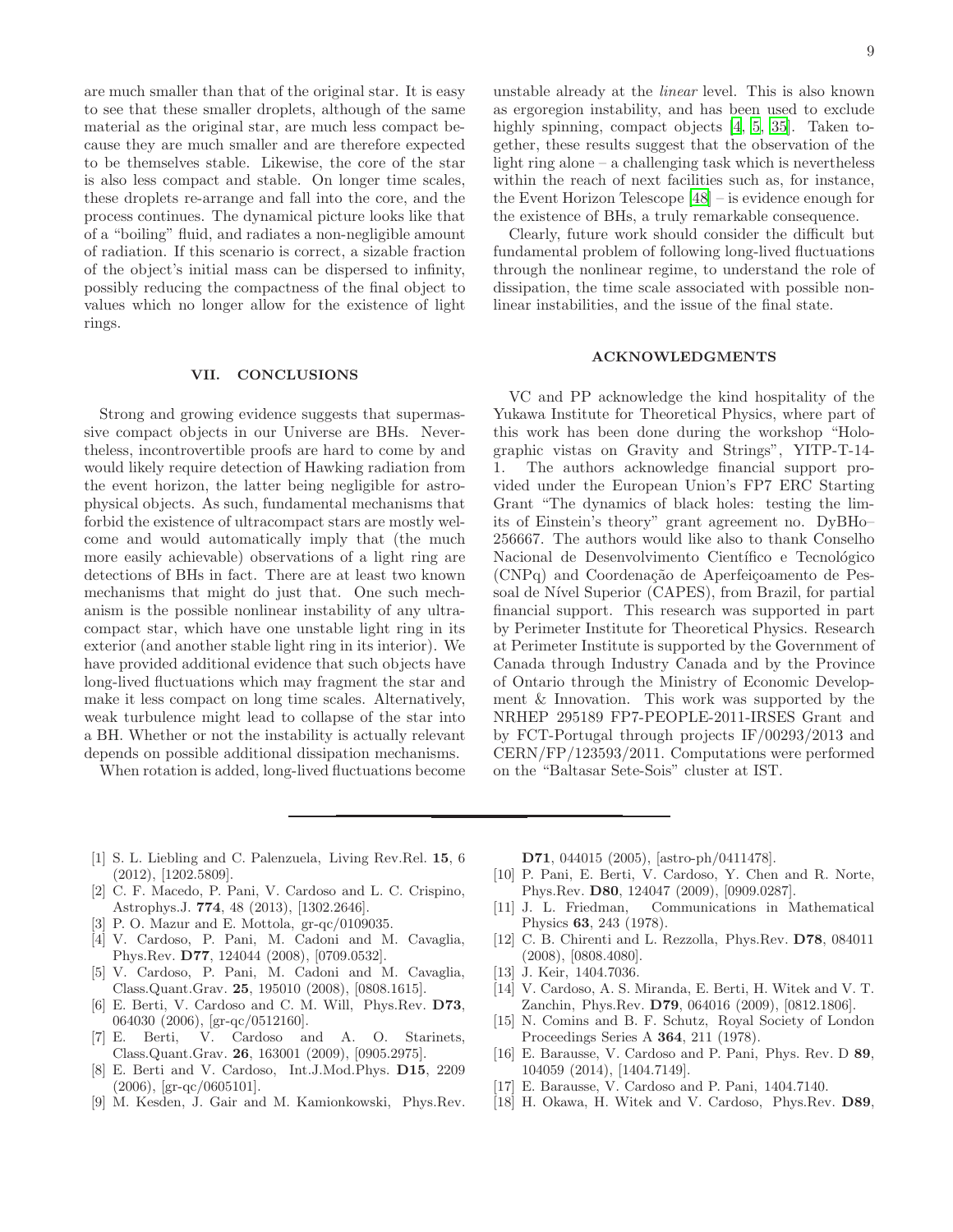are much smaller than that of the original star. It is easy to see that these smaller droplets, although of the same material as the original star, are much less compact because they are much smaller and are therefore expected to be themselves stable. Likewise, the core of the star is also less compact and stable. On longer time scales, these droplets re-arrange and fall into the core, and the process continues. The dynamical picture looks like that of a "boiling" fluid, and radiates a non-negligible amount of radiation. If this scenario is correct, a sizable fraction of the object's initial mass can be dispersed to infinity, possibly reducing the compactness of the final object to values which no longer allow for the existence of light rings.

## VII. CONCLUSIONS

Strong and growing evidence suggests that supermassive compact objects in our Universe are BHs. Nevertheless, incontrovertible proofs are hard to come by and would likely require detection of Hawking radiation from the event horizon, the latter being negligible for astrophysical objects. As such, fundamental mechanisms that forbid the existence of ultracompact stars are mostly welcome and would automatically imply that (the much more easily achievable) observations of a light ring are detections of BHs in fact. There are at least two known mechanisms that might do just that. One such mechanism is the possible nonlinear instability of any ultracompact star, which have one unstable light ring in its exterior (and another stable light ring in its interior). We have provided additional evidence that such objects have long-lived fluctuations which may fragment the star and make it less compact on long time scales. Alternatively, weak turbulence might lead to collapse of the star into a BH. Whether or not the instability is actually relevant depends on possible additional dissipation mechanisms.

When rotation is added, long-lived fluctuations become unstable already at the *linear* level. This is also known as ergoregion instability, and has been used to exclude highly spinning, compact objects [4, 5, 35]. Taken together, these results suggest that the observation of the light ring alone – a challenging task which is nevertheless within the reach of next facilities such as, for instance, the Event Horizon Telescope [48] – is evidence enough for the existence of BHs, a truly remarkable consequence.

Clearly, future work should consider the difficult but fundamental problem of following long-lived fluctuations through the nonlinear regime, to understand the role of dissipation, the time scale associated with possible nonlinear instabilities, and the issue of the final state.

## ACKNOWLEDGMENTS

VC and PP acknowledge the kind hospitality of the Yukawa Institute for Theoretical Physics, where part of this work has been done during the workshop "Holographic vistas on Gravity and Strings", YITP-T-14-1. The authors acknowledge financial support provided under the European Union's FP7 ERC Starting Grant "The dynamics of black holes: testing the limits of Einstein's theory" grant agreement no. DyBHo–256667. The authors would like also to thank Conselho Nacional de Desenvolvimento Científico e Tecnológico (CNPq) and Coordenação de Aperfeiçoamento de Pessoal de Nível Superior (CAPES), from Brazil, for partial financial support. This research was supported in part by Perimeter Institute for Theoretical Physics. Research at Perimeter Institute is supported by the Government of Canada through Industry Canada and by the Province of Ontario through the Ministry of Economic Development & Innovation. This work was supported by the NRHEP 295189 FP7-PEOPLE-2011-IRSES Grant and by FCT-Portugal through projects IF/00293/2013 and CERN/FP/123593/2011. Computations were performed on the "Baltasar Sete-Sois" cluster at IST.

---

[1] S. L. Liebling and C. Palenzuela, Living Rev.Rel. **15**, 6 (2012), [1202.5809].

[2] C. F. Macedo, P. Pani, V. Cardoso and L. C. Crispino, Astrophys.J. **774**, 48 (2013), [1302.2646].

[3] P. O. Mazur and E. Mottola, gr-qc/0109035.

[4] V. Cardoso, P. Pani, M. Cadoni and M. Cavaglia, Phys.Rev. **D77**, 124044 (2008), [0709.0532].

[5] V. Cardoso, P. Pani, M. Cadoni and M. Cavaglia, Class.Quant.Grav. **25**, 195010 (2008), [0808.1615].

[6] E. Berti, V. Cardoso and C. M. Will, Phys.Rev. **D73**, 064030 (2006), [gr-qc/0512160].

[7] E. Berti, V. Cardoso and A. O. Starinets, Class.Quant.Grav. **26**, 163001 (2009), [0905.2975].

[8] E. Berti and V. Cardoso, Int.J.Mod.Phys. **D15**, 2209 (2006), [gr-qc/0605101].

[9] M. Kesden, J. Gair and M. Kamionkowski, Phys.Rev. **D71**, 044015 (2005), [astro-ph/0411478].

[10] P. Pani, E. Berti, V. Cardoso, Y. Chen and R. Norte, Phys.Rev. **D80**, 124047 (2009), [0909.0287].

[11] J. L. Friedman, Communications in Mathematical Physics **63**, 243 (1978).

[12] C. B. Chirenti and L. Rezzolla, Phys.Rev. **D78**, 084011 (2008), [0808.4080].

[13] J. Keir, 1404.7036.

[14] V. Cardoso, A. S. Miranda, E. Berti, H. Witek and V. T. Zanchin, Phys.Rev. **D79**, 064016 (2009), [0812.1806].

[15] N. Comins and B. F. Schutz, Royal Society of London Proceedings Series A **364**, 211 (1978).

[16] E. Barausse, V. Cardoso and P. Pani, Phys. Rev. D **89**, 104059 (2014), [1404.7149].

[17] E. Barausse, V. Cardoso and P. Pani, 1404.7140.

[18] H. Okawa, H. Witek and V. Cardoso, Phys.Rev. **D89**,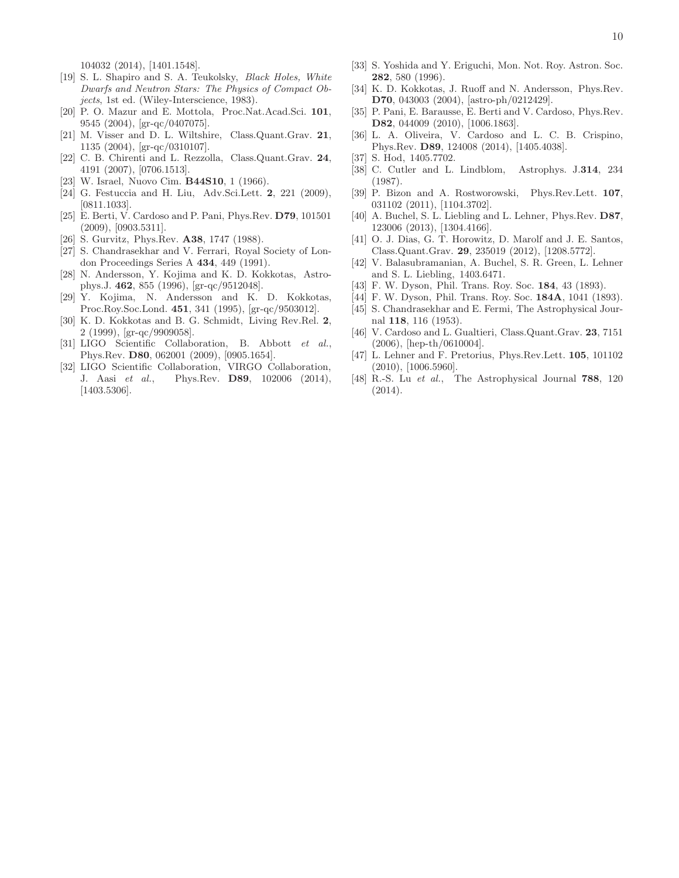104032 (2014), [1401.1548].

[19] S. L. Shapiro and S. A. Teukolsky, *Black Holes, White Dwarfs and Neutron Stars: The Physics of Compact Objects*, 1st ed. (Wiley-Interscience, 1983).

[20] P. O. Mazur and E. Mottola, Proc.Nat.Acad.Sci. **101**, 9545 (2004), [gr-qc/0407075].

[21] M. Visser and D. L. Wiltshire, Class.Quant.Grav. **21**, 1135 (2004), [gr-qc/0310107].

[22] C. B. Chirenti and L. Rezzolla, Class.Quant.Grav. **24**, 4191 (2007), [0706.1513].

[23] W. Israel, Nuovo Cim. **B44S10**, 1 (1966).

[24] G. Festuccia and H. Liu, Adv.Sci.Lett. **2**, 221 (2009), [0811.1033].

[25] E. Berti, V. Cardoso and P. Pani, Phys.Rev. **D79**, 101501 (2009), [0903.5311].

[26] S. Gurvitz, Phys.Rev. **A38**, 1747 (1988).

[27] S. Chandrasekhar and V. Ferrari, Royal Society of London Proceedings Series A **434**, 449 (1991).

[28] N. Andersson, Y. Kojima and K. D. Kokkotas, Astrophys.J. **462**, 855 (1996), [gr-qc/9512048].

[29] Y. Kojima, N. Andersson and K. D. Kokkotas, Proc.Roy.Soc.Lond. **451**, 341 (1995), [gr-qc/9503012].

[30] K. D. Kokkotas and B. G. Schmidt, Living Rev.Rel. **2**, 2 (1999), [gr-qc/9909058].

[31] LIGO Scientific Collaboration, B. Abbott *et al.*, Phys.Rev. **D80**, 062001 (2009), [0905.1654].

[32] LIGO Scientific Collaboration, VIRGO Collaboration, J. Aasi *et al.*, Phys.Rev. **D89**, 102006 (2014), [1403.5306].

[33] S. Yoshida and Y. Eriguchi, Mon. Not. Roy. Astron. Soc. **282**, 580 (1996).

[34] K. D. Kokkotas, J. Ruoff and N. Andersson, Phys.Rev. **D70**, 043003 (2004), [astro-ph/0212429].

[35] P. Pani, E. Barausse, E. Berti and V. Cardoso, Phys.Rev. **D82**, 044009 (2010), [1006.1863].

[36] L. A. Oliveira, V. Cardoso and L. C. B. Crispino, Phys.Rev. **D89**, 124008 (2014), [1405.4038].

[37] S. Hod, 1405.7702.

[38] C. Cutler and L. Lindblom, Astrophys. J.**314**, 234 (1987).

[39] P. Bizon and A. Rostworowski, Phys.Rev.Lett. **107**, 031102 (2011), [1104.3702].

[40] A. Buchel, S. L. Liebling and L. Lehner, Phys.Rev. **D87**, 123006 (2013), [1304.4166].

[41] O. J. Dias, G. T. Horowitz, D. Marolf and J. E. Santos, Class.Quant.Grav. **29**, 235019 (2012), [1208.5772].

[42] V. Balasubramanian, A. Buchel, S. R. Green, L. Lehner and S. L. Liebling, 1403.6471.

[43] F. W. Dyson, Phil. Trans. Roy. Soc. **184**, 43 (1893).

[44] F. W. Dyson, Phil. Trans. Roy. Soc. **184A**, 1041 (1893).

[45] S. Chandrasekhar and E. Fermi, The Astrophysical Journal **118**, 116 (1953).

[46] V. Cardoso and L. Gualtieri, Class.Quant.Grav. **23**, 7151 (2006), [hep-th/0610004].

[47] L. Lehner and F. Pretorius, Phys.Rev.Lett. **105**, 101102 (2010), [1006.5960].

[48] R.-S. Lu *et al.*, The Astrophysical Journal **788**, 120 (2014).